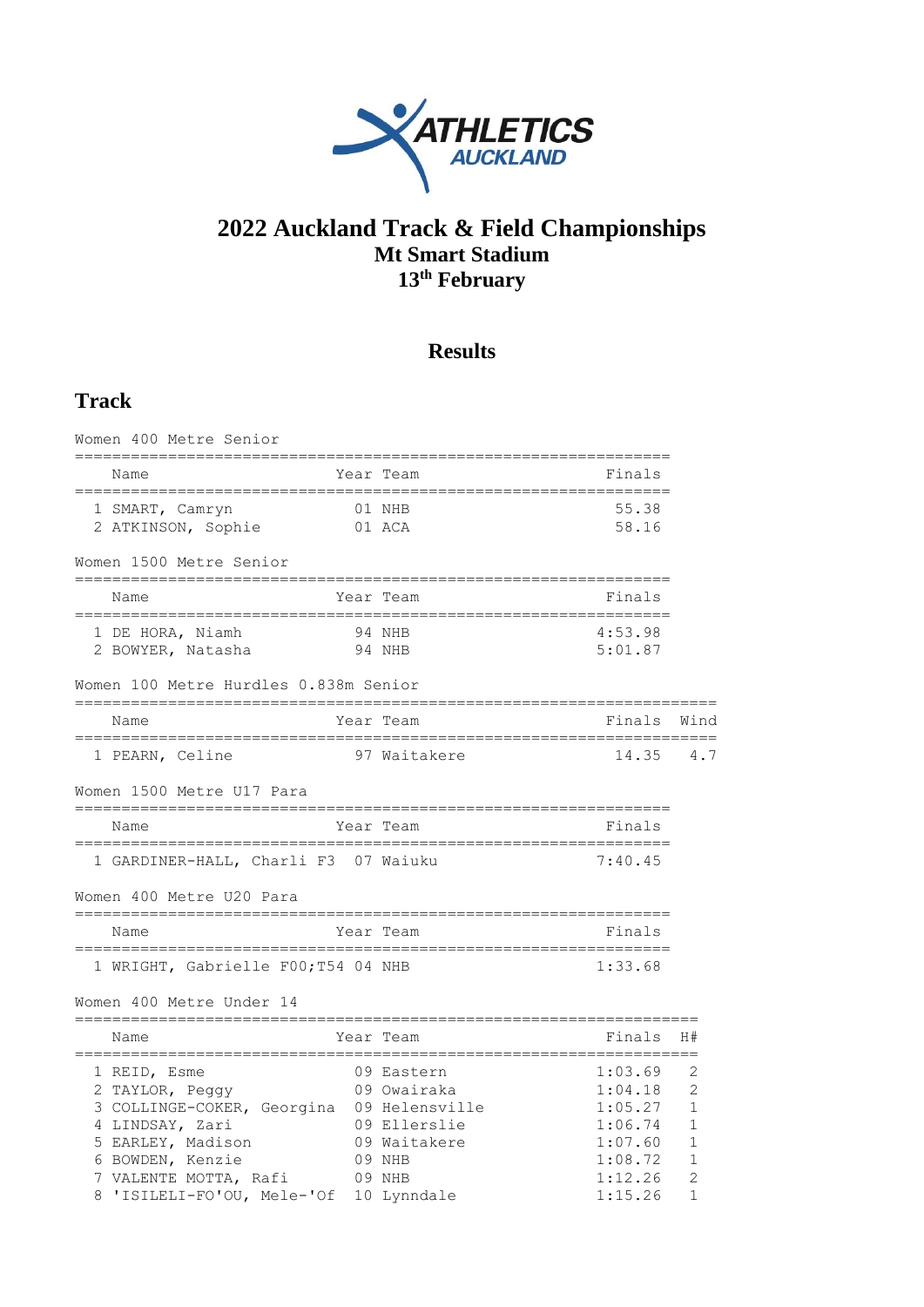# 2022 Auckland Track & Field Championships
## Mt Smart Stadium
## 13th February

## Results

## Track

Women 400 Metre Senior

| | Name | Year | Team | Finals |
|---|---|---|---|---|
| 1 | SMART, Camryn | 01 | NHB | 55.38 |
| 2 | ATKINSON, Sophie | 01 | ACA | 58.16 |

Women 1500 Metre Senior

| | Name | Year | Team | Finals |
|---|---|---|---|---|
| 1 | DE HORA, Niamh | 94 | NHB | 4:53.98 |
| 2 | BOWYER, Natasha | 94 | NHB | 5:01.87 |

Women 100 Metre Hurdles 0.838m Senior

| | Name | Year | Team | Finals | Wind |
|---|---|---|---|---|---|
| 1 | PEARN, Celine | 97 | Waitakere | 14.35 | 4.7 |

Women 1500 Metre U17 Para

| | Name | Year | Team | Finals |
|---|---|---|---|---|
| 1 | GARDINER-HALL, Charli F3 | 07 | Waiuku | 7:40.45 |

Women 400 Metre U20 Para

| | Name | Year | Team | Finals |
|---|---|---|---|---|
| 1 | WRIGHT, Gabrielle F00;T54 | 04 | NHB | 1:33.68 |

Women 400 Metre Under 14

| | Name | Year | Team | Finals | H# |
|---|---|---|---|---|---|
| 1 | REID, Esme | 09 | Eastern | 1:03.69 | 2 |
| 2 | TAYLOR, Peggy | 09 | Owairaka | 1:04.18 | 2 |
| 3 | COLLINGE-COKER, Georgina | 09 | Helensville | 1:05.27 | 1 |
| 4 | LINDSAY, Zari | 09 | Ellerslie | 1:06.74 | 1 |
| 5 | EARLEY, Madison | 09 | Waitakere | 1:07.60 | 1 |
| 6 | BOWDEN, Kenzie | 09 | NHB | 1:08.72 | 1 |
| 7 | VALENTE MOTTA, Rafi | 09 | NHB | 1:12.26 | 2 |
| 8 | 'ISILELI-FO'OU, Mele-'Of | 10 | Lynndale | 1:15.26 | 1 |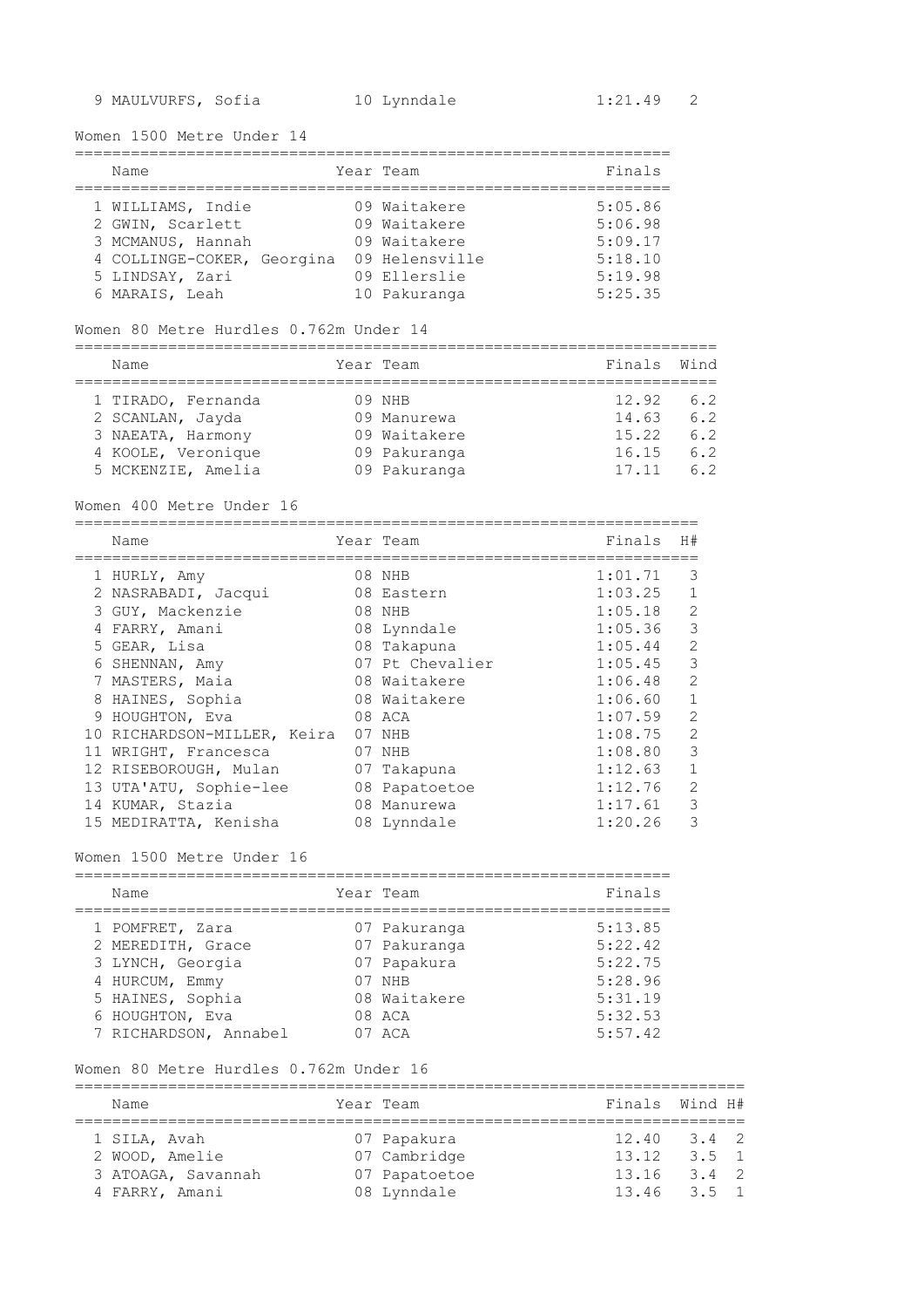| Place | Name | Year | Team | Finals | H# |
|---|---|---|---|---|---|
| 9 | MAULVURFS, Sofia | 10 | Lynndale | 1:21.49 | 2 |

## Women 1500 Metre Under 14

| Place | Name | Year | Team | Finals |
|---|---|---|---|---|
| 1 | WILLIAMS, Indie | 09 | Waitakere | 5:05.86 |
| 2 | GWIN, Scarlett | 09 | Waitakere | 5:06.98 |
| 3 | MCMANUS, Hannah | 09 | Waitakere | 5:09.17 |
| 4 | COLLINGE-COKER, Georgina | 09 | Helensville | 5:18.10 |
| 5 | LINDSAY, Zari | 09 | Ellerslie | 5:19.98 |
| 6 | MARAIS, Leah | 10 | Pakuranga | 5:25.35 |

## Women 80 Metre Hurdles 0.762m Under 14

| Place | Name | Year | Team | Finals | Wind |
|---|---|---|---|---|---|
| 1 | TIRADO, Fernanda | 09 | NHB | 12.92 | 6.2 |
| 2 | SCANLAN, Jayda | 09 | Manurewa | 14.63 | 6.2 |
| 3 | NAEATA, Harmony | 09 | Waitakere | 15.22 | 6.2 |
| 4 | KOOLE, Veronique | 09 | Pakuranga | 16.15 | 6.2 |
| 5 | MCKENZIE, Amelia | 09 | Pakuranga | 17.11 | 6.2 |

## Women 400 Metre Under 16

| Place | Name | Year | Team | Finals | H# |
|---|---|---|---|---|---|
| 1 | HURLY, Amy | 08 | NHB | 1:01.71 | 3 |
| 2 | NASRABADI, Jacqui | 08 | Eastern | 1:03.25 | 1 |
| 3 | GUY, Mackenzie | 08 | NHB | 1:05.18 | 2 |
| 4 | FARRY, Amani | 08 | Lynndale | 1:05.36 | 3 |
| 5 | GEAR, Lisa | 08 | Takapuna | 1:05.44 | 2 |
| 6 | SHENNAN, Amy | 07 | Pt Chevalier | 1:05.45 | 3 |
| 7 | MASTERS, Maia | 08 | Waitakere | 1:06.48 | 2 |
| 8 | HAINES, Sophia | 08 | Waitakere | 1:06.60 | 1 |
| 9 | HOUGHTON, Eva | 08 | ACA | 1:07.59 | 2 |
| 10 | RICHARDSON-MILLER, Keira | 07 | NHB | 1:08.75 | 2 |
| 11 | WRIGHT, Francesca | 07 | NHB | 1:08.80 | 3 |
| 12 | RISEBOROUGH, Mulan | 07 | Takapuna | 1:12.63 | 1 |
| 13 | UTA'ATU, Sophie-lee | 08 | Papatoetoe | 1:12.76 | 2 |
| 14 | KUMAR, Stazia | 08 | Manurewa | 1:17.61 | 3 |
| 15 | MEDIRATTA, Kenisha | 08 | Lynndale | 1:20.26 | 3 |

## Women 1500 Metre Under 16

| Place | Name | Year | Team | Finals |
|---|---|---|---|---|
| 1 | POMFRET, Zara | 07 | Pakuranga | 5:13.85 |
| 2 | MEREDITH, Grace | 07 | Pakuranga | 5:22.42 |
| 3 | LYNCH, Georgia | 07 | Papakura | 5:22.75 |
| 4 | HURCUM, Emmy | 07 | NHB | 5:28.96 |
| 5 | HAINES, Sophia | 08 | Waitakere | 5:31.19 |
| 6 | HOUGHTON, Eva | 08 | ACA | 5:32.53 |
| 7 | RICHARDSON, Annabel | 07 | ACA | 5:57.42 |

## Women 80 Metre Hurdles 0.762m Under 16

| Place | Name | Year | Team | Finals | Wind | H# |
|---|---|---|---|---|---|---|
| 1 | SILA, Avah | 07 | Papakura | 12.40 | 3.4 | 2 |
| 2 | WOOD, Amelie | 07 | Cambridge | 13.12 | 3.5 | 1 |
| 3 | ATOAGA, Savannah | 07 | Papatoetoe | 13.16 | 3.4 | 2 |
| 4 | FARRY, Amani | 08 | Lynndale | 13.46 | 3.5 | 1 |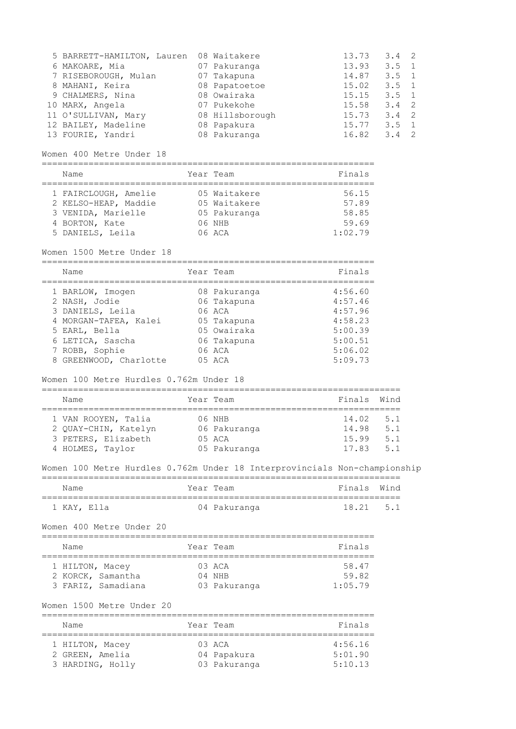| | Name | Year | Team | Finals | Wind | Heat |
|---|---|---|---|---|---|---|
| 5 | BARRETT-HAMILTON, Lauren | 08 | Waitakere | 13.73 | 3.4 | 2 |
| 6 | MAKOARE, Mia | 07 | Pakuranga | 13.93 | 3.5 | 1 |
| 7 | RISEBOROUGH, Mulan | 07 | Takapuna | 14.87 | 3.5 | 1 |
| 8 | MAHANI, Keira | 08 | Papatoetoe | 15.02 | 3.5 | 1 |
| 9 | CHALMERS, Nina | 08 | Owairaka | 15.15 | 3.5 | 1 |
| 10 | MARX, Angela | 07 | Pukekohe | 15.58 | 3.4 | 2 |
| 11 | O'SULLIVAN, Mary | 08 | Hillsborough | 15.73 | 3.4 | 2 |
| 12 | BAILEY, Madeline | 08 | Papakura | 15.77 | 3.5 | 1 |
| 13 | FOURIE, Yandri | 08 | Pakuranga | 16.82 | 3.4 | 2 |

Women 400 Metre Under 18

| | Name | Year | Team | Finals |
|---|---|---|---|---|
| 1 | FAIRCLOUGH, Amelie | 05 | Waitakere | 56.15 |
| 2 | KELSO-HEAP, Maddie | 05 | Waitakere | 57.89 |
| 3 | VENIDA, Marielle | 05 | Pakuranga | 58.85 |
| 4 | BORTON, Kate | 06 | NHB | 59.69 |
| 5 | DANIELS, Leila | 06 | ACA | 1:02.79 |

Women 1500 Metre Under 18

| | Name | Year | Team | Finals |
|---|---|---|---|---|
| 1 | BARLOW, Imogen | 08 | Pakuranga | 4:56.60 |
| 2 | NASH, Jodie | 06 | Takapuna | 4:57.46 |
| 3 | DANIELS, Leila | 06 | ACA | 4:57.96 |
| 4 | MORGAN-TAFEA, Kalei | 05 | Takapuna | 4:58.23 |
| 5 | EARL, Bella | 05 | Owairaka | 5:00.39 |
| 6 | LETICA, Sascha | 06 | Takapuna | 5:00.51 |
| 7 | ROBB, Sophie | 06 | ACA | 5:06.02 |
| 8 | GREENWOOD, Charlotte | 05 | ACA | 5:09.73 |

Women 100 Metre Hurdles 0.762m Under 18

| | Name | Year | Team | Finals | Wind |
|---|---|---|---|---|---|
| 1 | VAN ROOYEN, Talia | 06 | NHB | 14.02 | 5.1 |
| 2 | QUAY-CHIN, Katelyn | 06 | Pakuranga | 14.98 | 5.1 |
| 3 | PETERS, Elizabeth | 05 | ACA | 15.99 | 5.1 |
| 4 | HOLMES, Taylor | 05 | Pakuranga | 17.83 | 5.1 |

Women 100 Metre Hurdles 0.762m Under 18 Interprovincials Non-championship

| | Name | Year | Team | Finals | Wind |
|---|---|---|---|---|---|
| 1 | KAY, Ella | 04 | Pakuranga | 18.21 | 5.1 |

Women 400 Metre Under 20

| | Name | Year | Team | Finals |
|---|---|---|---|---|
| 1 | HILTON, Macey | 03 | ACA | 58.47 |
| 2 | KORCK, Samantha | 04 | NHB | 59.82 |
| 3 | FARIZ, Samadiana | 03 | Pakuranga | 1:05.79 |

Women 1500 Metre Under 20

| | Name | Year | Team | Finals |
|---|---|---|---|---|
| 1 | HILTON, Macey | 03 | ACA | 4:56.16 |
| 2 | GREEN, Amelia | 04 | Papakura | 5:01.90 |
| 3 | HARDING, Holly | 03 | Pakuranga | 5:10.13 |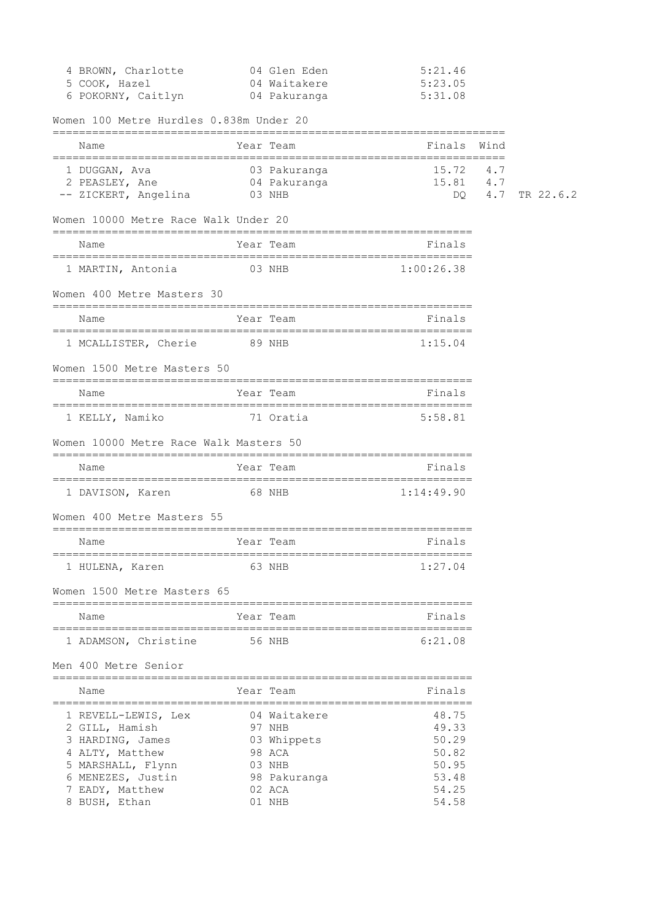| Name | Year | Team | Finals |
| --- | --- | --- | --- |
| 4 BROWN, Charlotte | 04 | Glen Eden | 5:21.46 |
| 5 COOK, Hazel | 04 | Waitakere | 5:23.05 |
| 6 POKORNY, Caitlyn | 04 | Pakuranga | 5:31.08 |

## Women 100 Metre Hurdles 0.838m Under 20

| Name | Year | Team | Finals | Wind | |
| --- | --- | --- | --- | --- | --- |
| 1 DUGGAN, Ava | 03 | Pakuranga | 15.72 | 4.7 | |
| 2 PEASLEY, Ane | 04 | Pakuranga | 15.81 | 4.7 | |
| -- ZICKERT, Angelina | 03 | NHB | DQ | 4.7 | TR 22.6.2 |

## Women 10000 Metre Race Walk Under 20

| Name | Year | Team | Finals |
| --- | --- | --- | --- |
| 1 MARTIN, Antonia | 03 | NHB | 1:00:26.38 |

## Women 400 Metre Masters 30

| Name | Year | Team | Finals |
| --- | --- | --- | --- |
| 1 MCALLISTER, Cherie | 89 | NHB | 1:15.04 |

## Women 1500 Metre Masters 50

| Name | Year | Team | Finals |
| --- | --- | --- | --- |
| 1 KELLY, Namiko | 71 | Oratia | 5:58.81 |

## Women 10000 Metre Race Walk Masters 50

| Name | Year | Team | Finals |
| --- | --- | --- | --- |
| 1 DAVISON, Karen | 68 | NHB | 1:14:49.90 |

## Women 400 Metre Masters 55

| Name | Year | Team | Finals |
| --- | --- | --- | --- |
| 1 HULENA, Karen | 63 | NHB | 1:27.04 |

## Women 1500 Metre Masters 65

| Name | Year | Team | Finals |
| --- | --- | --- | --- |
| 1 ADAMSON, Christine | 56 | NHB | 6:21.08 |

## Men 400 Metre Senior

| Name | Year | Team | Finals |
| --- | --- | --- | --- |
| 1 REVELL-LEWIS, Lex | 04 | Waitakere | 48.75 |
| 2 GILL, Hamish | 97 | NHB | 49.33 |
| 3 HARDING, James | 03 | Whippets | 50.29 |
| 4 ALTY, Matthew | 98 | ACA | 50.82 |
| 5 MARSHALL, Flynn | 03 | NHB | 50.95 |
| 6 MENEZES, Justin | 98 | Pakuranga | 53.48 |
| 7 EADY, Matthew | 02 | ACA | 54.25 |
| 8 BUSH, Ethan | 01 | NHB | 54.58 |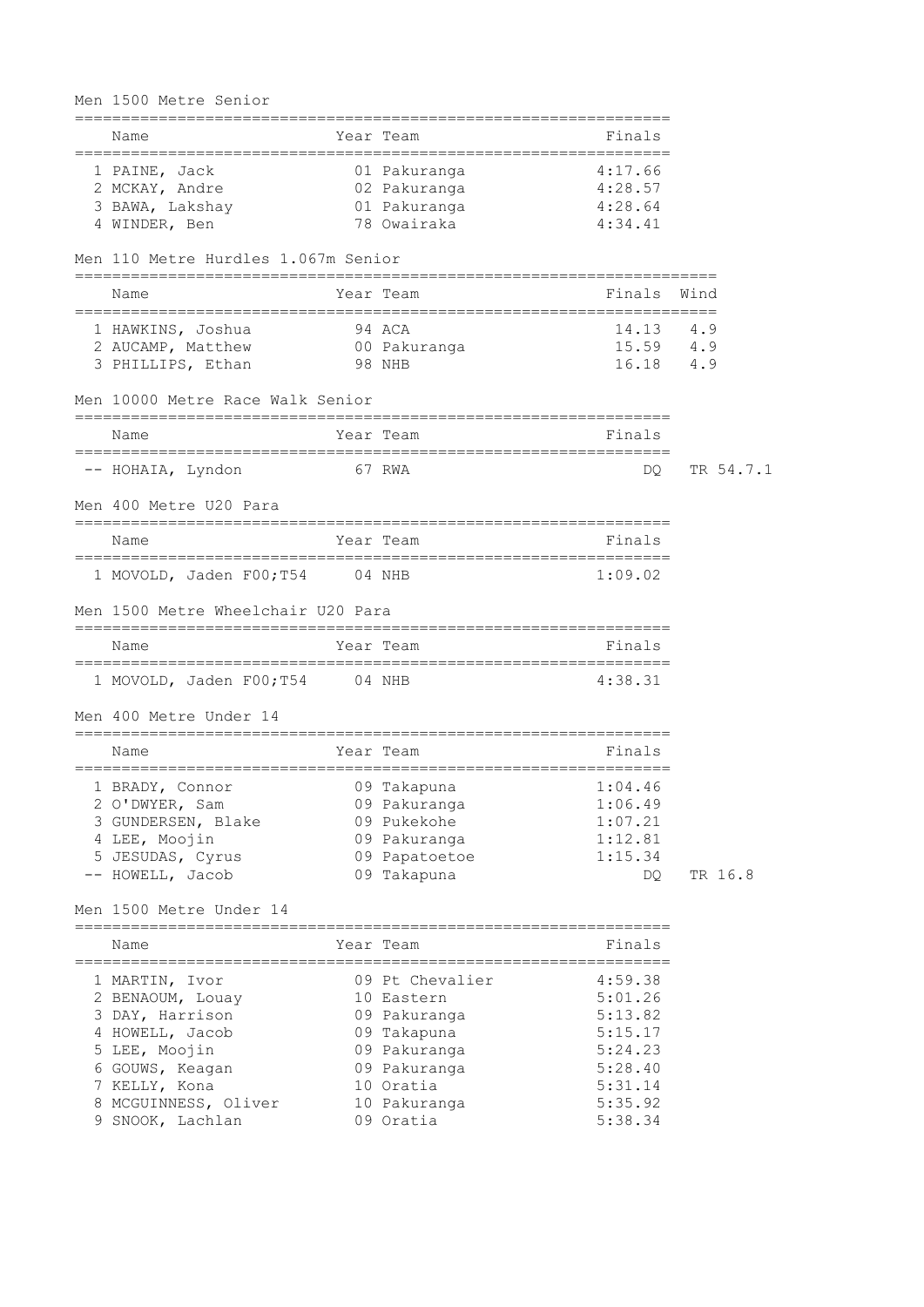## Men 1500 Metre Senior

| | Name | Year | Team | Finals |
|---|---|---|---|---|
| 1 | PAINE, Jack | 01 | Pakuranga | 4:17.66 |
| 2 | MCKAY, Andre | 02 | Pakuranga | 4:28.57 |
| 3 | BAWA, Lakshay | 01 | Pakuranga | 4:28.64 |
| 4 | WINDER, Ben | 78 | Owairaka | 4:34.41 |

## Men 110 Metre Hurdles 1.067m Senior

| | Name | Year | Team | Finals | Wind |
|---|---|---|---|---|---|
| 1 | HAWKINS, Joshua | 94 | ACA | 14.13 | 4.9 |
| 2 | AUCAMP, Matthew | 00 | Pakuranga | 15.59 | 4.9 |
| 3 | PHILLIPS, Ethan | 98 | NHB | 16.18 | 4.9 |

## Men 10000 Metre Race Walk Senior

| | Name | Year | Team | Finals | |
|---|---|---|---|---|---|
| -- | HOHAIA, Lyndon | 67 | RWA | DQ | TR 54.7.1 |

## Men 400 Metre U20 Para

| | Name | Year | Team | Finals |
|---|---|---|---|---|
| 1 | MOVOLD, Jaden F00;T54 | 04 | NHB | 1:09.02 |

## Men 1500 Metre Wheelchair U20 Para

| | Name | Year | Team | Finals |
|---|---|---|---|---|
| 1 | MOVOLD, Jaden F00;T54 | 04 | NHB | 4:38.31 |

## Men 400 Metre Under 14

| | Name | Year | Team | Finals | |
|---|---|---|---|---|---|
| 1 | BRADY, Connor | 09 | Takapuna | 1:04.46 | |
| 2 | O'DWYER, Sam | 09 | Pakuranga | 1:06.49 | |
| 3 | GUNDERSEN, Blake | 09 | Pukekohe | 1:07.21 | |
| 4 | LEE, Moojin | 09 | Pakuranga | 1:12.81 | |
| 5 | JESUDAS, Cyrus | 09 | Papatoetoe | 1:15.34 | |
| -- | HOWELL, Jacob | 09 | Takapuna | DQ | TR 16.8 |

## Men 1500 Metre Under 14

| | Name | Year | Team | Finals |
|---|---|---|---|---|
| 1 | MARTIN, Ivor | 09 | Pt Chevalier | 4:59.38 |
| 2 | BENAOUM, Louay | 10 | Eastern | 5:01.26 |
| 3 | DAY, Harrison | 09 | Pakuranga | 5:13.82 |
| 4 | HOWELL, Jacob | 09 | Takapuna | 5:15.17 |
| 5 | LEE, Moojin | 09 | Pakuranga | 5:24.23 |
| 6 | GOUWS, Keagan | 09 | Pakuranga | 5:28.40 |
| 7 | KELLY, Kona | 10 | Oratia | 5:31.14 |
| 8 | MCGUINNESS, Oliver | 10 | Pakuranga | 5:35.92 |
| 9 | SNOOK, Lachlan | 09 | Oratia | 5:38.34 |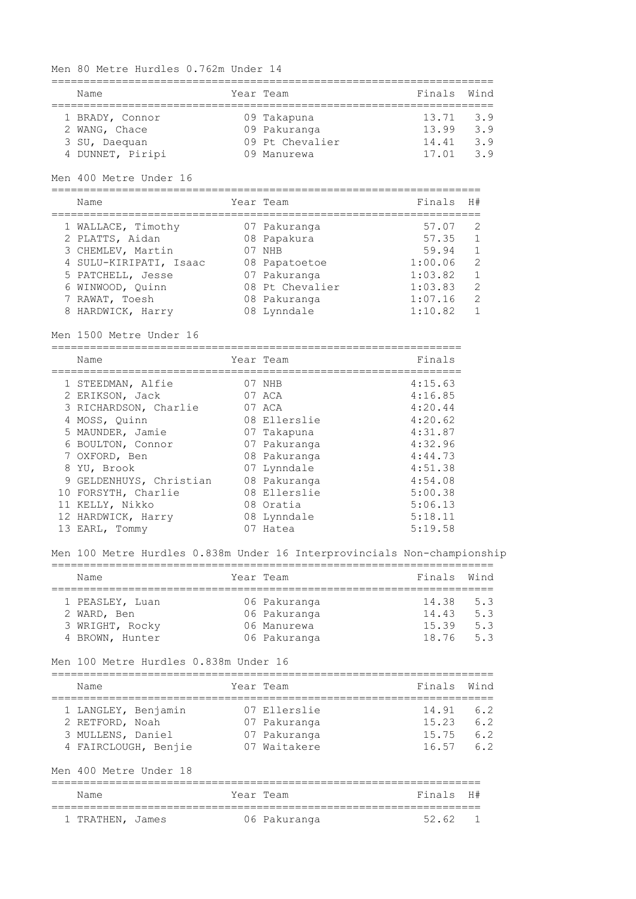Men 80 Metre Hurdles 0.762m Under 14

| | Name | Year | Team | Finals | Wind |
|---|---|---|---|---|---|
| 1 | BRADY, Connor | 09 | Takapuna | 13.71 | 3.9 |
| 2 | WANG, Chace | 09 | Pakuranga | 13.99 | 3.9 |
| 3 | SU, Daequan | 09 | Pt Chevalier | 14.41 | 3.9 |
| 4 | DUNNET, Piripi | 09 | Manurewa | 17.01 | 3.9 |

Men 400 Metre Under 16

| | Name | Year | Team | Finals | H# |
|---|---|---|---|---|---|
| 1 | WALLACE, Timothy | 07 | Pakuranga | 57.07 | 2 |
| 2 | PLATTS, Aidan | 08 | Papakura | 57.35 | 1 |
| 3 | CHEMLEV, Martin | 07 | NHB | 59.94 | 1 |
| 4 | SULU-KIRIPATI, Isaac | 08 | Papatoetoe | 1:00.06 | 2 |
| 5 | PATCHELL, Jesse | 07 | Pakuranga | 1:03.82 | 1 |
| 6 | WINWOOD, Quinn | 08 | Pt Chevalier | 1:03.83 | 2 |
| 7 | RAWAT, Toesh | 08 | Pakuranga | 1:07.16 | 2 |
| 8 | HARDWICK, Harry | 08 | Lynndale | 1:10.82 | 1 |

Men 1500 Metre Under 16

| | Name | Year | Team | Finals |
|---|---|---|---|---|
| 1 | STEEDMAN, Alfie | 07 | NHB | 4:15.63 |
| 2 | ERIKSON, Jack | 07 | ACA | 4:16.85 |
| 3 | RICHARDSON, Charlie | 07 | ACA | 4:20.44 |
| 4 | MOSS, Quinn | 08 | Ellerslie | 4:20.62 |
| 5 | MAUNDER, Jamie | 07 | Takapuna | 4:31.87 |
| 6 | BOULTON, Connor | 07 | Pakuranga | 4:32.96 |
| 7 | OXFORD, Ben | 08 | Pakuranga | 4:44.73 |
| 8 | YU, Brook | 07 | Lynndale | 4:51.38 |
| 9 | GELDENHUYS, Christian | 08 | Pakuranga | 4:54.08 |
| 10 | FORSYTH, Charlie | 08 | Ellerslie | 5:00.38 |
| 11 | KELLY, Nikko | 08 | Oratia | 5:06.13 |
| 12 | HARDWICK, Harry | 08 | Lynndale | 5:18.11 |
| 13 | EARL, Tommy | 07 | Hatea | 5:19.58 |

Men 100 Metre Hurdles 0.838m Under 16 Interprovincials Non-championship

| | Name | Year | Team | Finals | Wind |
|---|---|---|---|---|---|
| 1 | PEASLEY, Luan | 06 | Pakuranga | 14.38 | 5.3 |
| 2 | WARD, Ben | 06 | Pakuranga | 14.43 | 5.3 |
| 3 | WRIGHT, Rocky | 06 | Manurewa | 15.39 | 5.3 |
| 4 | BROWN, Hunter | 06 | Pakuranga | 18.76 | 5.3 |

Men 100 Metre Hurdles 0.838m Under 16

| | Name | Year | Team | Finals | Wind |
|---|---|---|---|---|---|
| 1 | LANGLEY, Benjamin | 07 | Ellerslie | 14.91 | 6.2 |
| 2 | RETFORD, Noah | 07 | Pakuranga | 15.23 | 6.2 |
| 3 | MULLENS, Daniel | 07 | Pakuranga | 15.75 | 6.2 |
| 4 | FAIRCLOUGH, Benjie | 07 | Waitakere | 16.57 | 6.2 |

Men 400 Metre Under 18

| | Name | Year | Team | Finals | H# |
|---|---|---|---|---|---|
| 1 | TRATHEN, James | 06 | Pakuranga | 52.62 | 1 |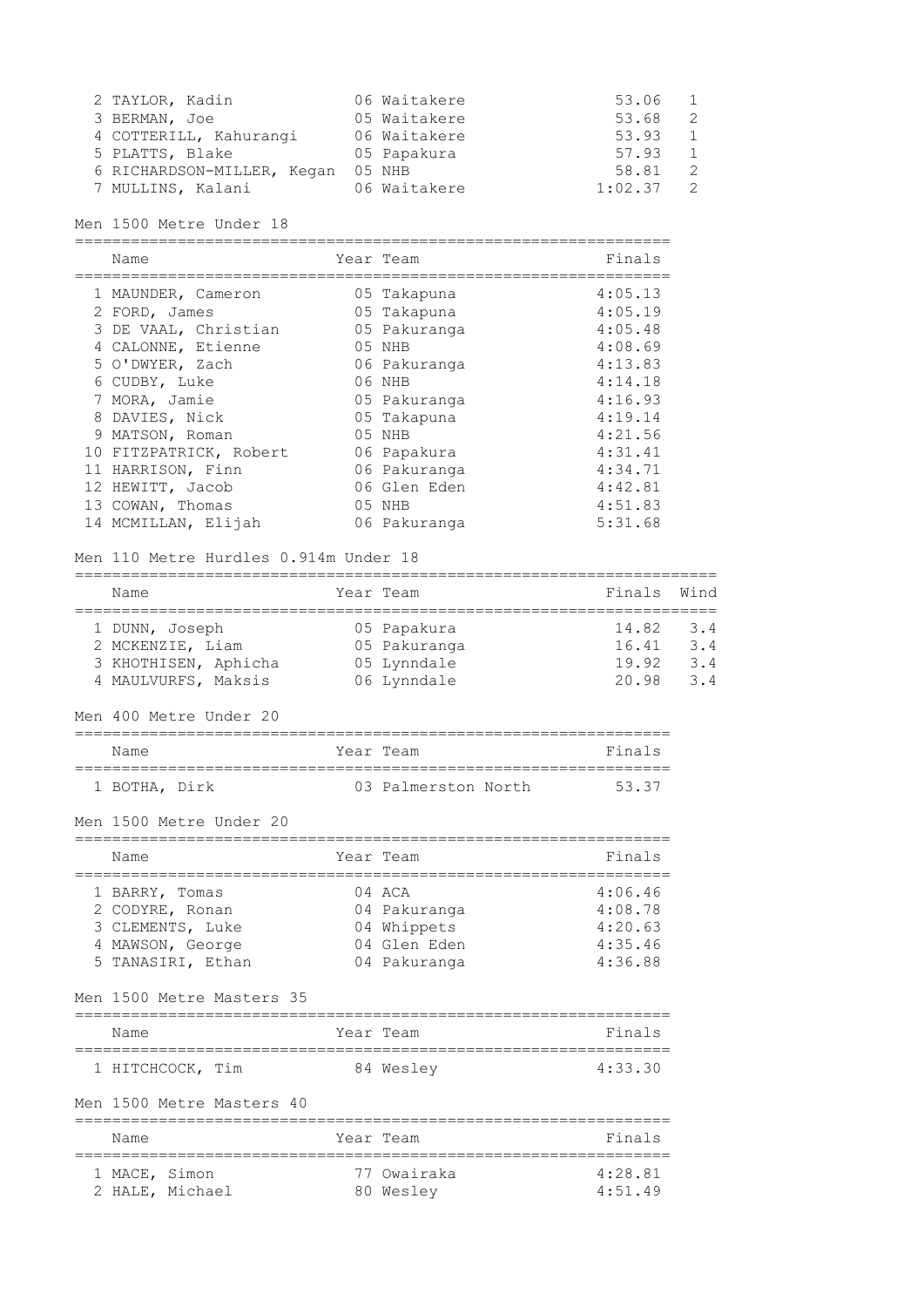| | Name | Year | Team | Finals | |
|---|---|---|---|---|---|
| 2 | TAYLOR, Kadin | 06 | Waitakere | 53.06 | 1 |
| 3 | BERMAN, Joe | 05 | Waitakere | 53.68 | 2 |
| 4 | COTTERILL, Kahurangi | 06 | Waitakere | 53.93 | 1 |
| 5 | PLATTS, Blake | 05 | Papakura | 57.93 | 1 |
| 6 | RICHARDSON-MILLER, Kegan | 05 | NHB | 58.81 | 2 |
| 7 | MULLINS, Kalani | 06 | Waitakere | 1:02.37 | 2 |

Men 1500 Metre Under 18

| | Name | Year | Team | Finals |
|---|---|---|---|---|
| 1 | MAUNDER, Cameron | 05 | Takapuna | 4:05.13 |
| 2 | FORD, James | 05 | Takapuna | 4:05.19 |
| 3 | DE VAAL, Christian | 05 | Pakuranga | 4:05.48 |
| 4 | CALONNE, Etienne | 05 | NHB | 4:08.69 |
| 5 | O'DWYER, Zach | 06 | Pakuranga | 4:13.83 |
| 6 | CUDBY, Luke | 06 | NHB | 4:14.18 |
| 7 | MORA, Jamie | 05 | Pakuranga | 4:16.93 |
| 8 | DAVIES, Nick | 05 | Takapuna | 4:19.14 |
| 9 | MATSON, Roman | 05 | NHB | 4:21.56 |
| 10 | FITZPATRICK, Robert | 06 | Papakura | 4:31.41 |
| 11 | HARRISON, Finn | 06 | Pakuranga | 4:34.71 |
| 12 | HEWITT, Jacob | 06 | Glen Eden | 4:42.81 |
| 13 | COWAN, Thomas | 05 | NHB | 4:51.83 |
| 14 | MCMILLAN, Elijah | 06 | Pakuranga | 5:31.68 |

Men 110 Metre Hurdles 0.914m Under 18

| | Name | Year | Team | Finals | Wind |
|---|---|---|---|---|---|
| 1 | DUNN, Joseph | 05 | Papakura | 14.82 | 3.4 |
| 2 | MCKENZIE, Liam | 05 | Pakuranga | 16.41 | 3.4 |
| 3 | KHOTHISEN, Aphicha | 05 | Lynndale | 19.92 | 3.4 |
| 4 | MAULVURFS, Maksis | 06 | Lynndale | 20.98 | 3.4 |

Men 400 Metre Under 20

| | Name | Year | Team | Finals |
|---|---|---|---|---|
| 1 | BOTHA, Dirk | 03 | Palmerston North | 53.37 |

Men 1500 Metre Under 20

| | Name | Year | Team | Finals |
|---|---|---|---|---|
| 1 | BARRY, Tomas | 04 | ACA | 4:06.46 |
| 2 | CODYRE, Ronan | 04 | Pakuranga | 4:08.78 |
| 3 | CLEMENTS, Luke | 04 | Whippets | 4:20.63 |
| 4 | MAWSON, George | 04 | Glen Eden | 4:35.46 |
| 5 | TANASIRI, Ethan | 04 | Pakuranga | 4:36.88 |

Men 1500 Metre Masters 35

| | Name | Year | Team | Finals |
|---|---|---|---|---|
| 1 | HITCHCOCK, Tim | 84 | Wesley | 4:33.30 |

Men 1500 Metre Masters 40

| | Name | Year | Team | Finals |
|---|---|---|---|---|
| 1 | MACE, Simon | 77 | Owairaka | 4:28.81 |
| 2 | HALE, Michael | 80 | Wesley | 4:51.49 |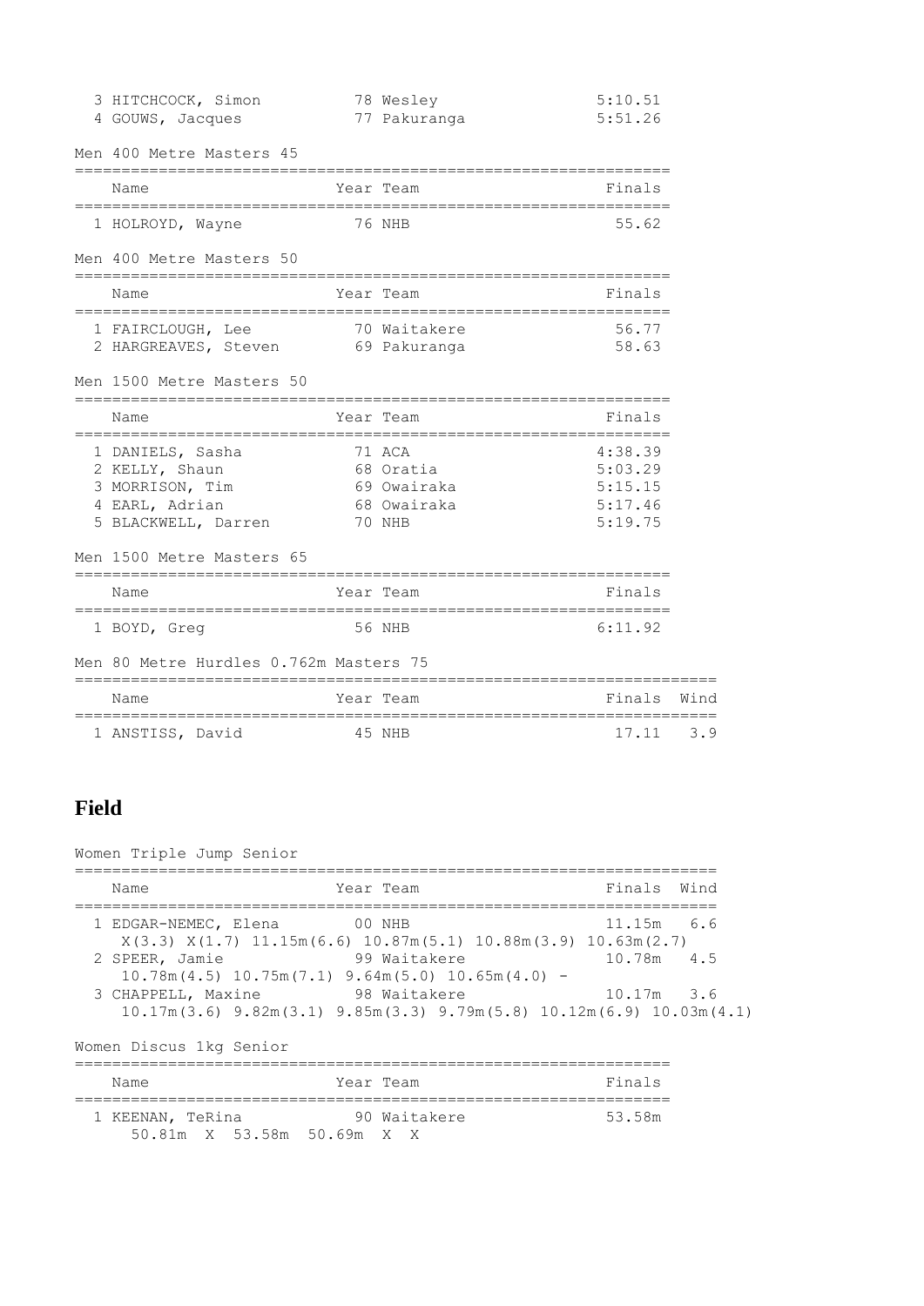| Place | Name | Year | Team | Finals |
|---|---|---|---|---|
| 3 | HITCHCOCK, Simon | 78 | Wesley | 5:10.51 |
| 4 | GOUWS, Jacques | 77 | Pakuranga | 5:51.26 |

Men 400 Metre Masters 45

| Place | Name | Year | Team | Finals |
|---|---|---|---|---|
| 1 | HOLROYD, Wayne | 76 | NHB | 55.62 |

Men 400 Metre Masters 50

| Place | Name | Year | Team | Finals |
|---|---|---|---|---|
| 1 | FAIRCLOUGH, Lee | 70 | Waitakere | 56.77 |
| 2 | HARGREAVES, Steven | 69 | Pakuranga | 58.63 |

Men 1500 Metre Masters 50

| Place | Name | Year | Team | Finals |
|---|---|---|---|---|
| 1 | DANIELS, Sasha | 71 | ACA | 4:38.39 |
| 2 | KELLY, Shaun | 68 | Oratia | 5:03.29 |
| 3 | MORRISON, Tim | 69 | Owairaka | 5:15.15 |
| 4 | EARL, Adrian | 68 | Owairaka | 5:17.46 |
| 5 | BLACKWELL, Darren | 70 | NHB | 5:19.75 |

Men 1500 Metre Masters 65

| Place | Name | Year | Team | Finals |
|---|---|---|---|---|
| 1 | BOYD, Greg | 56 | NHB | 6:11.92 |

Men 80 Metre Hurdles 0.762m Masters 75

| Place | Name | Year | Team | Finals | Wind |
|---|---|---|---|---|---|
| 1 | ANSTISS, David | 45 | NHB | 17.11 | 3.9 |

# Field

Women Triple Jump Senior

| Place | Name | Year | Team | Finals | Wind |
|---|---|---|---|---|---|
| 1 | EDGAR-NEMEC, Elena | 00 | NHB | 11.15m | 6.6 |
| | X(3.3) X(1.7) 11.15m(6.6) 10.87m(5.1) 10.88m(3.9) 10.63m(2.7) | | | | |
| 2 | SPEER, Jamie | 99 | Waitakere | 10.78m | 4.5 |
| | 10.78m(4.5) 10.75m(7.1) 9.64m(5.0) 10.65m(4.0) - | | | | |
| 3 | CHAPPELL, Maxine | 98 | Waitakere | 10.17m | 3.6 |
| | 10.17m(3.6) 9.82m(3.1) 9.85m(3.3) 9.79m(5.8) 10.12m(6.9) 10.03m(4.1) | | | | |

Women Discus 1kg Senior

| Place | Name | Year | Team | Finals |
|---|---|---|---|---|
| 1 | KEENAN, TeRina | 90 | Waitakere | 53.58m |
| | 50.81m X 53.58m 50.69m X X | | | |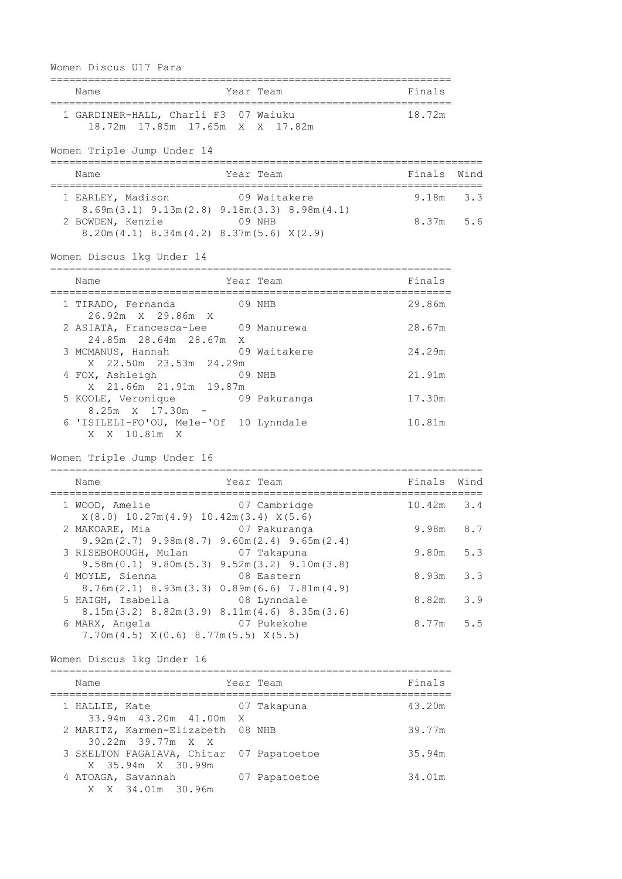## Women Discus U17 Para

| Name | Year | Team | Finals |
|---|---|---|---|
| 1 GARDINER-HALL, Charli F3 | 07 | Waiuku | 18.72m |
| 18.72m 17.85m 17.65m X X 17.82m | | | |

## Women Triple Jump Under 14

| Name | Year | Team | Finals | Wind |
|---|---|---|---|---|
| 1 EARLEY, Madison | 09 | Waitakere | 9.18m | 3.3 |
| 8.69m(3.1) 9.13m(2.8) 9.18m(3.3) 8.98m(4.1) | | | | |
| 2 BOWDEN, Kenzie | 09 | NHB | 8.37m | 5.6 |
| 8.20m(4.1) 8.34m(4.2) 8.37m(5.6) X(2.9) | | | | |

## Women Discus 1kg Under 14

| Name | Year | Team | Finals |
|---|---|---|---|
| 1 TIRADO, Fernanda | 09 | NHB | 29.86m |
| 26.92m X 29.86m X | | | |
| 2 ASIATA, Francesca-Lee | 09 | Manurewa | 28.67m |
| 24.85m 28.64m 28.67m X | | | |
| 3 MCMANUS, Hannah | 09 | Waitakere | 24.29m |
| X 22.50m 23.53m 24.29m | | | |
| 4 FOX, Ashleigh | 09 | NHB | 21.91m |
| X 21.66m 21.91m 19.87m | | | |
| 5 KOOLE, Veronique | 09 | Pakuranga | 17.30m |
| 8.25m X 17.30m - | | | |
| 6 'ISILELI-FO'OU, Mele-'Of | 10 | Lynndale | 10.81m |
| X X 10.81m X | | | |

## Women Triple Jump Under 16

| Name | Year | Team | Finals | Wind |
|---|---|---|---|---|
| 1 WOOD, Amelie | 07 | Cambridge | 10.42m | 3.4 |
| X(8.0) 10.27m(4.9) 10.42m(3.4) X(5.6) | | | | |
| 2 MAKOARE, Mia | 07 | Pakuranga | 9.98m | 8.7 |
| 9.92m(2.7) 9.98m(8.7) 9.60m(2.4) 9.65m(2.4) | | | | |
| 3 RISEBOROUGH, Mulan | 07 | Takapuna | 9.80m | 5.3 |
| 9.58m(0.1) 9.80m(5.3) 9.52m(3.2) 9.10m(3.8) | | | | |
| 4 MOYLE, Sienna | 08 | Eastern | 8.93m | 3.3 |
| 8.76m(2.1) 8.93m(3.3) 0.89m(6.6) 7.81m(4.9) | | | | |
| 5 HAIGH, Isabella | 08 | Lynndale | 8.82m | 3.9 |
| 8.15m(3.2) 8.82m(3.9) 8.11m(4.6) 8.35m(3.6) | | | | |
| 6 MARX, Angela | 07 | Pukekohe | 8.77m | 5.5 |
| 7.70m(4.5) X(0.6) 8.77m(5.5) X(5.5) | | | | |

## Women Discus 1kg Under 16

| Name | Year | Team | Finals |
|---|---|---|---|
| 1 HALLIE, Kate | 07 | Takapuna | 43.20m |
| 33.94m 43.20m 41.00m X | | | |
| 2 MARITZ, Karmen-Elizabeth | 08 | NHB | 39.77m |
| 30.22m 39.77m X X | | | |
| 3 SKELTON FAGAIAVA, Chitar | 07 | Papatoetoe | 35.94m |
| X 35.94m X 30.99m | | | |
| 4 ATOAGA, Savannah | 07 | Papatoetoe | 34.01m |
| X X 34.01m 30.96m | | | |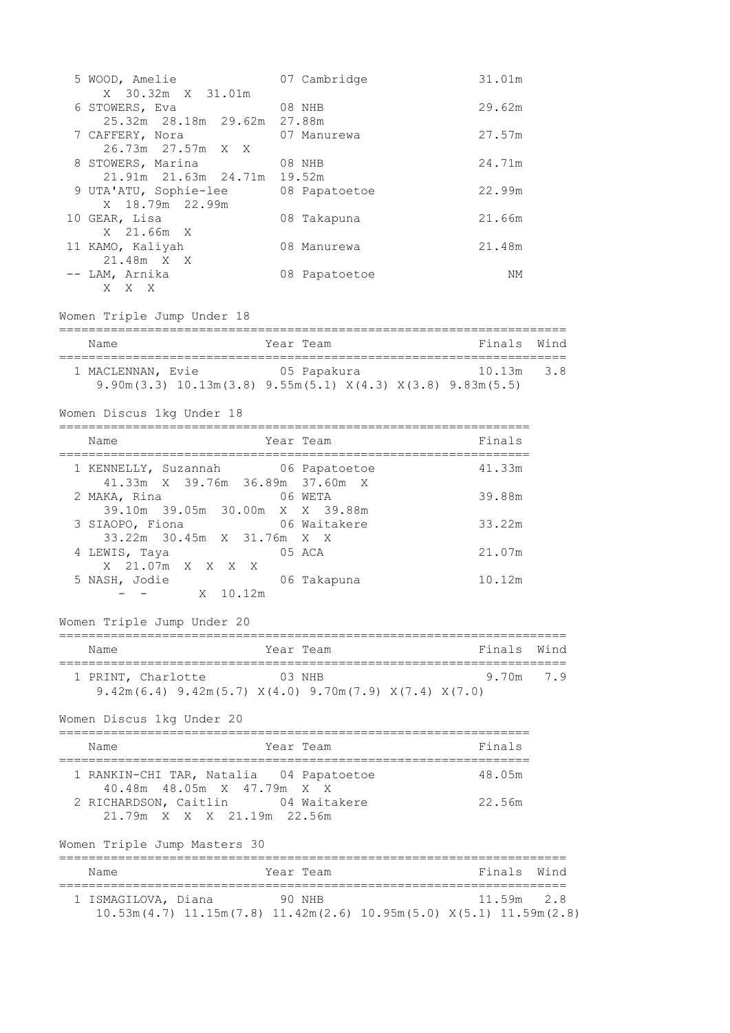| Place | Name | Year | Team | Finals |
|---|---|---|---|---|
| 5 | WOOD, Amelie | 07 | Cambridge | 31.01m |
| | X 30.32m X 31.01m | | | |
| 6 | STOWERS, Eva | 08 | NHB | 29.62m |
| | 25.32m 28.18m 29.62m 27.88m | | | |
| 7 | CAFFERY, Nora | 07 | Manurewa | 27.57m |
| | 26.73m 27.57m X X | | | |
| 8 | STOWERS, Marina | 08 | NHB | 24.71m |
| | 21.91m 21.63m 24.71m 19.52m | | | |
| 9 | UTA'ATU, Sophie-lee | 08 | Papatoetoe | 22.99m |
| | X 18.79m 22.99m | | | |
| 10 | GEAR, Lisa | 08 | Takapuna | 21.66m |
| | X 21.66m X | | | |
| 11 | KAMO, Kaliyah | 08 | Manurewa | 21.48m |
| | 21.48m X X | | | |
| -- | LAM, Arnika | 08 | Papatoetoe | NM |
| | X X X | | | |

Women Triple Jump Under 18

| Place | Name | Year | Team | Finals | Wind |
|---|---|---|---|---|---|
| 1 | MACLENNAN, Evie | 05 | Papakura | 10.13m | 3.8 |
| | 9.90m(3.3) 10.13m(3.8) 9.55m(5.1) X(4.3) X(3.8) 9.83m(5.5) | | | | |

Women Discus 1kg Under 18

| Place | Name | Year | Team | Finals |
|---|---|---|---|---|
| 1 | KENNELLY, Suzannah | 06 | Papatoetoe | 41.33m |
| | 41.33m X 39.76m 36.89m 37.60m X | | | |
| 2 | MAKA, Rina | 06 | WETA | 39.88m |
| | 39.10m 39.05m 30.00m X X 39.88m | | | |
| 3 | SIAOPO, Fiona | 06 | Waitakere | 33.22m |
| | 33.22m 30.45m X 31.76m X X | | | |
| 4 | LEWIS, Taya | 05 | ACA | 21.07m |
| | X 21.07m X X X X | | | |
| 5 | NASH, Jodie | 06 | Takapuna | 10.12m |
| | - - X 10.12m | | | |

Women Triple Jump Under 20

| Place | Name | Year | Team | Finals | Wind |
|---|---|---|---|---|---|
| 1 | PRINT, Charlotte | 03 | NHB | 9.70m | 7.9 |
| | 9.42m(6.4) 9.42m(5.7) X(4.0) 9.70m(7.9) X(7.4) X(7.0) | | | | |

Women Discus 1kg Under 20

| Place | Name | Year | Team | Finals |
|---|---|---|---|---|
| 1 | RANKIN-CHI TAR, Natalia | 04 | Papatoetoe | 48.05m |
| | 40.48m 48.05m X 47.79m X X | | | |
| 2 | RICHARDSON, Caitlin | 04 | Waitakere | 22.56m |
| | 21.79m X X X 21.19m 22.56m | | | |

Women Triple Jump Masters 30

| Place | Name | Year | Team | Finals | Wind |
|---|---|---|---|---|---|
| 1 | ISMAGILOVA, Diana | 90 | NHB | 11.59m | 2.8 |
| | 10.53m(4.7) 11.15m(7.8) 11.42m(2.6) 10.95m(5.0) X(5.1) 11.59m(2.8) | | | | |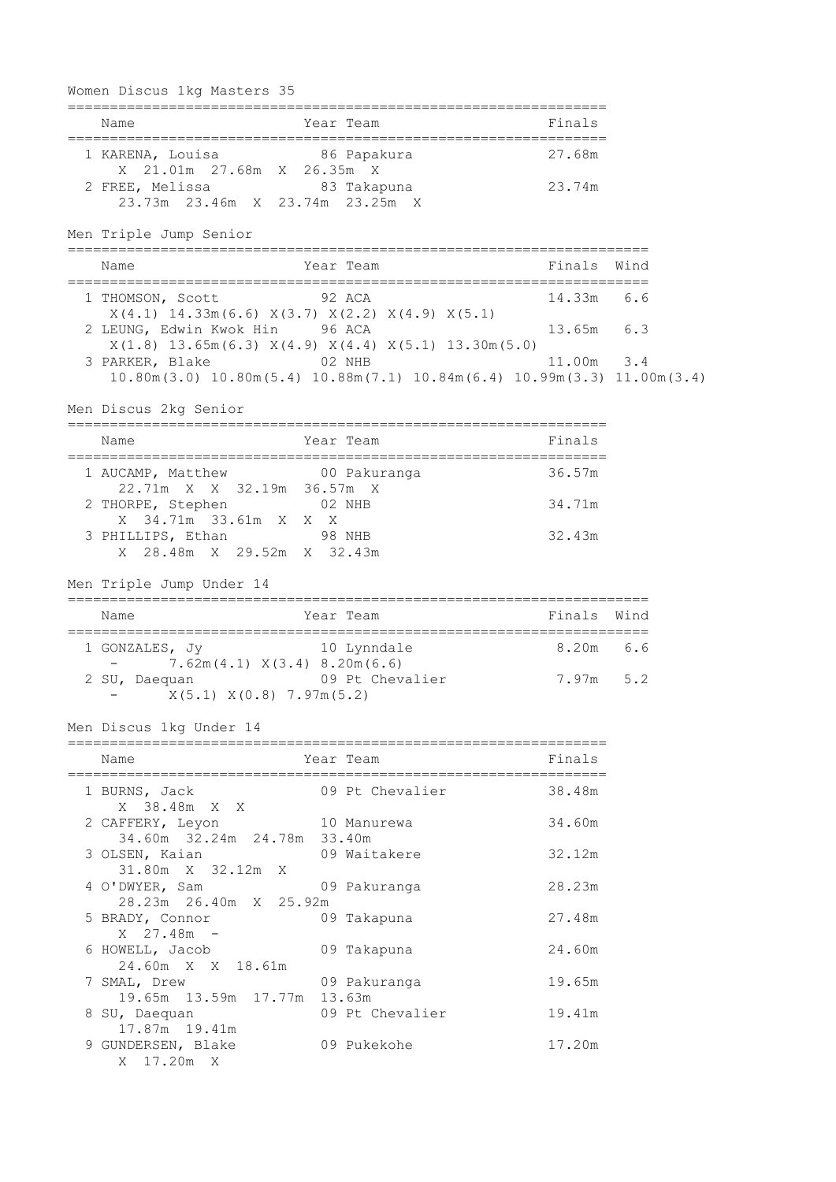## Women Discus 1kg Masters 35

| Name | Year | Team | Finals |
|---|---|---|---|
| 1 KARENA, Louisa | 86 | Papakura | 27.68m |
| X 21.01m 27.68m X 26.35m X | | | |
| 2 FREE, Melissa | 83 | Takapuna | 23.74m |
| 23.73m 23.46m X 23.74m 23.25m X | | | |

## Men Triple Jump Senior

| Name | Year | Team | Finals | Wind |
|---|---|---|---|---|
| 1 THOMSON, Scott | 92 | ACA | 14.33m | 6.6 |
| X(4.1) 14.33m(6.6) X(3.7) X(2.2) X(4.9) X(5.1) | | | | |
| 2 LEUNG, Edwin Kwok Hin | 96 | ACA | 13.65m | 6.3 |
| X(1.8) 13.65m(6.3) X(4.9) X(4.4) X(5.1) 13.30m(5.0) | | | | |
| 3 PARKER, Blake | 02 | NHB | 11.00m | 3.4 |
| 10.80m(3.0) 10.80m(5.4) 10.88m(7.1) 10.84m(6.4) 10.99m(3.3) 11.00m(3.4) | | | | |

## Men Discus 2kg Senior

| Name | Year | Team | Finals |
|---|---|---|---|
| 1 AUCAMP, Matthew | 00 | Pakuranga | 36.57m |
| 22.71m X X 32.19m 36.57m X | | | |
| 2 THORPE, Stephen | 02 | NHB | 34.71m |
| X 34.71m 33.61m X X X | | | |
| 3 PHILLIPS, Ethan | 98 | NHB | 32.43m |
| X 28.48m X 29.52m X 32.43m | | | |

## Men Triple Jump Under 14

| Name | Year | Team | Finals | Wind |
|---|---|---|---|---|
| 1 GONZALES, Jy | 10 | Lynndale | 8.20m | 6.6 |
| - 7.62m(4.1) X(3.4) 8.20m(6.6) | | | | |
| 2 SU, Daequan | 09 | Pt Chevalier | 7.97m | 5.2 |
| - X(5.1) X(0.8) 7.97m(5.2) | | | | |

## Men Discus 1kg Under 14

| Name | Year | Team | Finals |
|---|---|---|---|
| 1 BURNS, Jack | 09 | Pt Chevalier | 38.48m |
| X 38.48m X X | | | |
| 2 CAFFERY, Leyon | 10 | Manurewa | 34.60m |
| 34.60m 32.24m 24.78m 33.40m | | | |
| 3 OLSEN, Kaian | 09 | Waitakere | 32.12m |
| 31.80m X 32.12m X | | | |
| 4 O'DWYER, Sam | 09 | Pakuranga | 28.23m |
| 28.23m 26.40m X 25.92m | | | |
| 5 BRADY, Connor | 09 | Takapuna | 27.48m |
| X 27.48m - | | | |
| 6 HOWELL, Jacob | 09 | Takapuna | 24.60m |
| 24.60m X X 18.61m | | | |
| 7 SMAL, Drew | 09 | Pakuranga | 19.65m |
| 19.65m 13.59m 17.77m 13.63m | | | |
| 8 SU, Daequan | 09 | Pt Chevalier | 19.41m |
| 17.87m 19.41m | | | |
| 9 GUNDERSEN, Blake | 09 | Pukekohe | 17.20m |
| X 17.20m X | | | |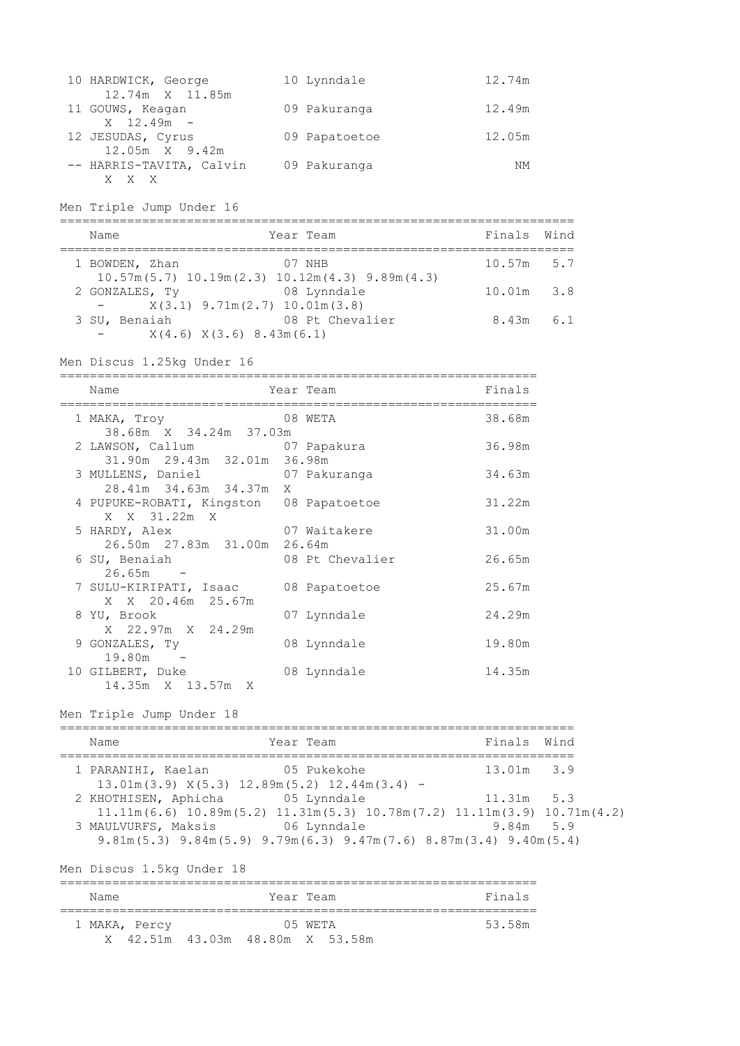| Place | Name | Year | Team | Finals |
|---|---|---|---|---|
| 10 | HARDWICK, George | 10 | Lynndale | 12.74m |
| | 12.74m X 11.85m | | | |
| 11 | GOUWS, Keagan | 09 | Pakuranga | 12.49m |
| | X 12.49m - | | | |
| 12 | JESUDAS, Cyrus | 09 | Papatoetoe | 12.05m |
| | 12.05m X 9.42m | | | |
| -- | HARRIS-TAVITA, Calvin | 09 | Pakuranga | NM |
| | X X X | | | |

## Men Triple Jump Under 16

| Place | Name | Year | Team | Finals | Wind |
|---|---|---|---|---|---|
| 1 | BOWDEN, Zhan | 07 | NHB | 10.57m | 5.7 |
| | 10.57m(5.7) 10.19m(2.3) 10.12m(4.3) 9.89m(4.3) | | | | |
| 2 | GONZALES, Ty | 08 | Lynndale | 10.01m | 3.8 |
| | - X(3.1) 9.71m(2.7) 10.01m(3.8) | | | | |
| 3 | SU, Benaiah | 08 | Pt Chevalier | 8.43m | 6.1 |
| | - X(4.6) X(3.6) 8.43m(6.1) | | | | |

## Men Discus 1.25kg Under 16

| Place | Name | Year | Team | Finals |
|---|---|---|---|---|
| 1 | MAKA, Troy | 08 | WETA | 38.68m |
| | 38.68m X 34.24m 37.03m | | | |
| 2 | LAWSON, Callum | 07 | Papakura | 36.98m |
| | 31.90m 29.43m 32.01m 36.98m | | | |
| 3 | MULLENS, Daniel | 07 | Pakuranga | 34.63m |
| | 28.41m 34.63m 34.37m X | | | |
| 4 | PUPUKE-ROBATI, Kingston | 08 | Papatoetoe | 31.22m |
| | X X 31.22m X | | | |
| 5 | HARDY, Alex | 07 | Waitakere | 31.00m |
| | 26.50m 27.83m 31.00m 26.64m | | | |
| 6 | SU, Benaiah | 08 | Pt Chevalier | 26.65m |
| | 26.65m - | | | |
| 7 | SULU-KIRIPATI, Isaac | 08 | Papatoetoe | 25.67m |
| | X X 20.46m 25.67m | | | |
| 8 | YU, Brook | 07 | Lynndale | 24.29m |
| | X 22.97m X 24.29m | | | |
| 9 | GONZALES, Ty | 08 | Lynndale | 19.80m |
| | 19.80m - | | | |
| 10 | GILBERT, Duke | 08 | Lynndale | 14.35m |
| | 14.35m X 13.57m X | | | |

## Men Triple Jump Under 18

| Place | Name | Year | Team | Finals | Wind |
|---|---|---|---|---|---|
| 1 | PARANIHI, Kaelan | 05 | Pukekohe | 13.01m | 3.9 |
| | 13.01m(3.9) X(5.3) 12.89m(5.2) 12.44m(3.4) - | | | | |
| 2 | KHOTHISEN, Aphicha | 05 | Lynndale | 11.31m | 5.3 |
| | 11.11m(6.6) 10.89m(5.2) 11.31m(5.3) 10.78m(7.2) 11.11m(3.9) 10.71m(4.2) | | | | |
| 3 | MAULVURFS, Maksis | 06 | Lynndale | 9.84m | 5.9 |
| | 9.81m(5.3) 9.84m(5.9) 9.79m(6.3) 9.47m(7.6) 8.87m(3.4) 9.40m(5.4) | | | | |

## Men Discus 1.5kg Under 18

| Place | Name | Year | Team | Finals |
|---|---|---|---|---|
| 1 | MAKA, Percy | 05 | WETA | 53.58m |
| | X 42.51m 43.03m 48.80m X 53.58m | | | |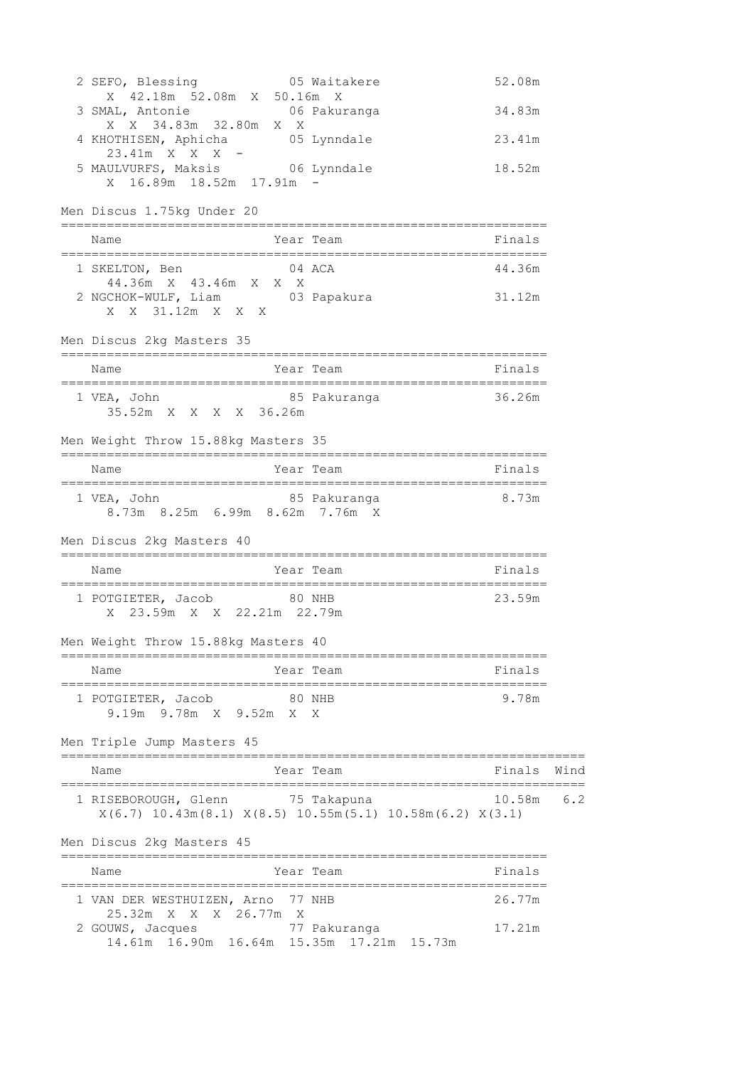| | Name | Year | Team | Finals |
|---|---|---|---|---|
| 2 | SEFO, Blessing | 05 | Waitakere | 52.08m |
| | X 42.18m 52.08m X 50.16m X | | | |
| 3 | SMAL, Antonie | 06 | Pakuranga | 34.83m |
| | X X 34.83m 32.80m X X | | | |
| 4 | KHOTHISEN, Aphicha | 05 | Lynndale | 23.41m |
| | 23.41m X X X - | | | |
| 5 | MAULVURFS, Maksis | 06 | Lynndale | 18.52m |
| | X 16.89m 18.52m 17.91m - | | | |

## Men Discus 1.75kg Under 20

| | Name | Year | Team | Finals |
|---|---|---|---|---|
| 1 | SKELTON, Ben | 04 | ACA | 44.36m |
| | 44.36m X 43.46m X X X | | | |
| 2 | NGCHOK-WULF, Liam | 03 | Papakura | 31.12m |
| | X X 31.12m X X X | | | |

## Men Discus 2kg Masters 35

| | Name | Year | Team | Finals |
|---|---|---|---|---|
| 1 | VEA, John | 85 | Pakuranga | 36.26m |
| | 35.52m X X X X 36.26m | | | |

## Men Weight Throw 15.88kg Masters 35

| | Name | Year | Team | Finals |
|---|---|---|---|---|
| 1 | VEA, John | 85 | Pakuranga | 8.73m |
| | 8.73m 8.25m 6.99m 8.62m 7.76m X | | | |

## Men Discus 2kg Masters 40

| | Name | Year | Team | Finals |
|---|---|---|---|---|
| 1 | POTGIETER, Jacob | 80 | NHB | 23.59m |
| | X 23.59m X X 22.21m 22.79m | | | |

## Men Weight Throw 15.88kg Masters 40

| | Name | Year | Team | Finals |
|---|---|---|---|---|
| 1 | POTGIETER, Jacob | 80 | NHB | 9.78m |
| | 9.19m 9.78m X 9.52m X X | | | |

## Men Triple Jump Masters 45

| | Name | Year | Team | Finals | Wind |
|---|---|---|---|---|---|
| 1 | RISEBOROUGH, Glenn | 75 | Takapuna | 10.58m | 6.2 |
| | X(6.7) 10.43m(8.1) X(8.5) 10.55m(5.1) 10.58m(6.2) X(3.1) | | | | |

## Men Discus 2kg Masters 45

| | Name | Year | Team | Finals |
|---|---|---|---|---|
| 1 | VAN DER WESTHUIZEN, Arno | 77 | NHB | 26.77m |
| | 25.32m X X X 26.77m X | | | |
| 2 | GOUWS, Jacques | 77 | Pakuranga | 17.21m |
| | 14.61m 16.90m 16.64m 15.35m 17.21m 15.73m | | | |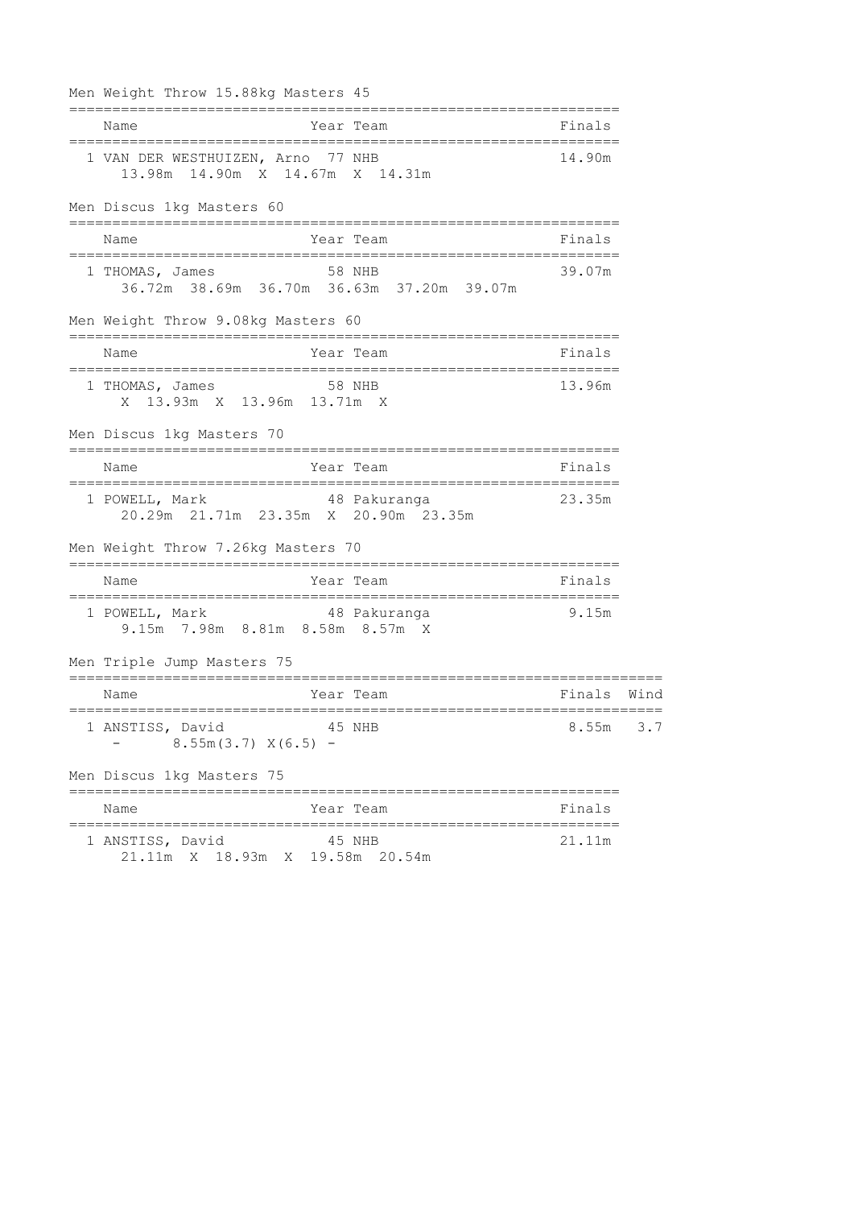## Men Weight Throw 15.88kg Masters 45

| | Name | Year | Team | Finals |
|---|---|---|---|---|
| 1 | VAN DER WESTHUIZEN, Arno | 77 | NHB | 14.90m |
| | 13.98m 14.90m X 14.67m X 14.31m | | | |

## Men Discus 1kg Masters 60

| | Name | Year | Team | Finals |
|---|---|---|---|---|
| 1 | THOMAS, James | 58 | NHB | 39.07m |
| | 36.72m 38.69m 36.70m 36.63m 37.20m 39.07m | | | |

## Men Weight Throw 9.08kg Masters 60

| | Name | Year | Team | Finals |
|---|---|---|---|---|
| 1 | THOMAS, James | 58 | NHB | 13.96m |
| | X 13.93m X 13.96m 13.71m X | | | |

## Men Discus 1kg Masters 70

| | Name | Year | Team | Finals |
|---|---|---|---|---|
| 1 | POWELL, Mark | 48 | Pakuranga | 23.35m |
| | 20.29m 21.71m 23.35m X 20.90m 23.35m | | | |

## Men Weight Throw 7.26kg Masters 70

| | Name | Year | Team | Finals |
|---|---|---|---|---|
| 1 | POWELL, Mark | 48 | Pakuranga | 9.15m |
| | 9.15m 7.98m 8.81m 8.58m 8.57m X | | | |

## Men Triple Jump Masters 75

| | Name | Year | Team | Finals | Wind |
|---|---|---|---|---|---|
| 1 | ANSTISS, David | 45 | NHB | 8.55m | 3.7 |
| | - 8.55m(3.7) X(6.5) - | | | | |

## Men Discus 1kg Masters 75

| | Name | Year | Team | Finals |
|---|---|---|---|---|
| 1 | ANSTISS, David | 45 | NHB | 21.11m |
| | 21.11m X 18.93m X 19.58m 20.54m | | | |